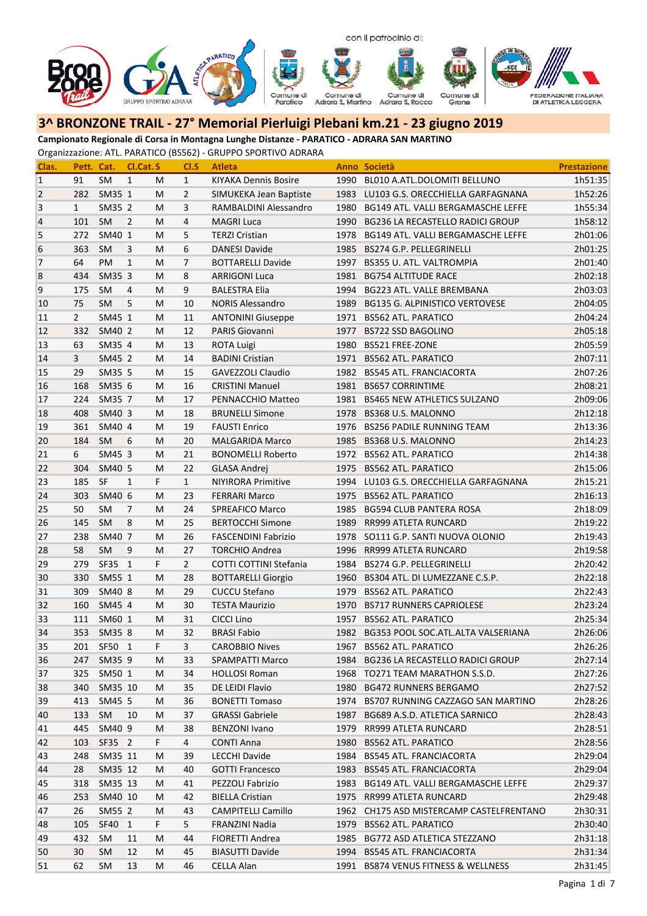con il patrocinio di:

# 3^ BRONZONE TRAIL - 27° Memorial Pierluigi Plebani km.21 - 23 giugno 2019

**Campionato Regionale di Corsa in Montagna Lunghe Distanze - PARATICO - ADRARA SAN MARTINO**

Organizzazione: ATL. PARATICO (BS562) - GRUPPO SPORTIVO ADRARA

| Clas. | Pett. | Cat. | Cl.Cat. | S | Cl.S | Atleta | Anno | Società | Prestazione |
|---|---|---|---|---|---|---|---|---|---|
| 1 | 91 | SM | 1 | M | 1 | KIYAKA Dennis Bosire | 1990 | BL010 A.ATL.DOLOMITI BELLUNO | 1h51:35 |
| 2 | 282 | SM35 | 1 | M | 2 | SIMUKEKA Jean Baptiste | 1983 | LU103 G.S. ORECCHIELLA GARFAGNANA | 1h52:26 |
| 3 | 1 | SM35 | 2 | M | 3 | RAMBALDINI Alessandro | 1980 | BG149 ATL. VALLI BERGAMASCHE LEFFE | 1h55:34 |
| 4 | 101 | SM | 2 | M | 4 | MAGRI Luca | 1990 | BG236 LA RECASTELLO RADICI GROUP | 1h58:12 |
| 5 | 272 | SM40 | 1 | M | 5 | TERZI Cristian | 1978 | BG149 ATL. VALLI BERGAMASCHE LEFFE | 2h01:06 |
| 6 | 363 | SM | 3 | M | 6 | DANESI Davide | 1985 | BS274 G.P. PELLEGRINELLI | 2h01:25 |
| 7 | 64 | PM | 1 | M | 7 | BOTTARELLI Davide | 1997 | BS355 U. ATL. VALTROMPIA | 2h01:40 |
| 8 | 434 | SM35 | 3 | M | 8 | ARRIGONI Luca | 1981 | BG754 ALTITUDE RACE | 2h02:18 |
| 9 | 175 | SM | 4 | M | 9 | BALESTRA Elia | 1994 | BG223 ATL. VALLE BREMBANA | 2h03:03 |
| 10 | 75 | SM | 5 | M | 10 | NORIS Alessandro | 1989 | BG135 G. ALPINISTICO VERTOVESE | 2h04:05 |
| 11 | 2 | SM45 | 1 | M | 11 | ANTONINI Giuseppe | 1971 | BS562 ATL. PARATICO | 2h04:24 |
| 12 | 332 | SM40 | 2 | M | 12 | PARIS Giovanni | 1977 | BS722 SSD BAGOLINO | 2h05:18 |
| 13 | 63 | SM35 | 4 | M | 13 | ROTA Luigi | 1980 | BS521 FREE-ZONE | 2h05:59 |
| 14 | 3 | SM45 | 2 | M | 14 | BADINI Cristian | 1971 | BS562 ATL. PARATICO | 2h07:11 |
| 15 | 29 | SM35 | 5 | M | 15 | GAVEZZOLI Claudio | 1982 | BS545 ATL. FRANCIACORTA | 2h07:26 |
| 16 | 168 | SM35 | 6 | M | 16 | CRISTINI Manuel | 1981 | BS657 CORRINTIME | 2h08:21 |
| 17 | 224 | SM35 | 7 | M | 17 | PENNACCHIO Matteo | 1981 | BS465 NEW ATHLETICS SULZANO | 2h09:06 |
| 18 | 408 | SM40 | 3 | M | 18 | BRUNELLI Simone | 1978 | BS368 U.S. MALONNO | 2h12:18 |
| 19 | 361 | SM40 | 4 | M | 19 | FAUSTI Enrico | 1976 | BS256 PADILE RUNNING TEAM | 2h13:36 |
| 20 | 184 | SM | 6 | M | 20 | MALGARIDA Marco | 1985 | BS368 U.S. MALONNO | 2h14:23 |
| 21 | 6 | SM45 | 3 | M | 21 | BONOMELLI Roberto | 1972 | BS562 ATL. PARATICO | 2h14:38 |
| 22 | 304 | SM40 | 5 | M | 22 | GLASA Andrej | 1975 | BS562 ATL. PARATICO | 2h15:06 |
| 23 | 185 | SF | 1 | F | 1 | NIYIRORA Primitive | 1994 | LU103 G.S. ORECCHIELLA GARFAGNANA | 2h15:21 |
| 24 | 303 | SM40 | 6 | M | 23 | FERRARI Marco | 1975 | BS562 ATL. PARATICO | 2h16:13 |
| 25 | 50 | SM | 7 | M | 24 | SPREAFICO Marco | 1985 | BG594 CLUB PANTERA ROSA | 2h18:09 |
| 26 | 145 | SM | 8 | M | 25 | BERTOCCHI Simone | 1989 | RR999 ATLETA RUNCARD | 2h19:22 |
| 27 | 238 | SM40 | 7 | M | 26 | FASCENDINI Fabrizio | 1978 | SO111 G.P. SANTI NUOVA OLONIO | 2h19:43 |
| 28 | 58 | SM | 9 | M | 27 | TORCHIO Andrea | 1996 | RR999 ATLETA RUNCARD | 2h19:58 |
| 29 | 279 | SF35 | 1 | F | 2 | COTTI COTTINI Stefania | 1984 | BS274 G.P. PELLEGRINELLI | 2h20:42 |
| 30 | 330 | SM55 | 1 | M | 28 | BOTTARELLI Giorgio | 1960 | BS304 ATL. DI LUMEZZANE C.S.P. | 2h22:18 |
| 31 | 309 | SM40 | 8 | M | 29 | CUCCU Stefano | 1979 | BS562 ATL. PARATICO | 2h22:43 |
| 32 | 160 | SM45 | 4 | M | 30 | TESTA Maurizio | 1970 | BS717 RUNNERS CAPRIOLESE | 2h23:24 |
| 33 | 111 | SM60 | 1 | M | 31 | CICCI Lino | 1957 | BS562 ATL. PARATICO | 2h25:34 |
| 34 | 353 | SM35 | 8 | M | 32 | BRASI Fabio | 1982 | BG353 POOL SOC.ATL.ALTA VALSERIANA | 2h26:06 |
| 35 | 201 | SF50 | 1 | F | 3 | CAROBBIO Nives | 1967 | BS562 ATL. PARATICO | 2h26:26 |
| 36 | 247 | SM35 | 9 | M | 33 | SPAMPATTI Marco | 1984 | BG236 LA RECASTELLO RADICI GROUP | 2h27:14 |
| 37 | 325 | SM50 | 1 | M | 34 | HOLLOSI Roman | 1968 | TO271 TEAM MARATHON S.S.D. | 2h27:26 |
| 38 | 340 | SM35 | 10 | M | 35 | DE LEIDI Flavio | 1980 | BG472 RUNNERS BERGAMO | 2h27:52 |
| 39 | 413 | SM45 | 5 | M | 36 | BONETTI Tomaso | 1974 | BS707 RUNNING CAZZAGO SAN MARTINO | 2h28:26 |
| 40 | 133 | SM | 10 | M | 37 | GRASSI Gabriele | 1987 | BG689 A.S.D. ATLETICA SARNICO | 2h28:43 |
| 41 | 445 | SM40 | 9 | M | 38 | BENZONI Ivano | 1979 | RR999 ATLETA RUNCARD | 2h28:51 |
| 42 | 103 | SF35 | 2 | F | 4 | CONTI Anna | 1980 | BS562 ATL. PARATICO | 2h28:56 |
| 43 | 248 | SM35 | 11 | M | 39 | LECCHI Davide | 1984 | BS545 ATL. FRANCIACORTA | 2h29:04 |
| 44 | 28 | SM35 | 12 | M | 40 | GOTTI Francesco | 1983 | BS545 ATL. FRANCIACORTA | 2h29:04 |
| 45 | 318 | SM35 | 13 | M | 41 | PEZZOLI Fabrizio | 1983 | BG149 ATL. VALLI BERGAMASCHE LEFFE | 2h29:37 |
| 46 | 253 | SM40 | 10 | M | 42 | BIELLA Cristian | 1975 | RR999 ATLETA RUNCARD | 2h29:48 |
| 47 | 26 | SM55 | 2 | M | 43 | CAMPITELLI Camillo | 1962 | CH175 ASD MISTERCAMP CASTELFRENTANO | 2h30:31 |
| 48 | 105 | SF40 | 1 | F | 5 | FRANZINI Nadia | 1979 | BS562 ATL. PARATICO | 2h30:40 |
| 49 | 432 | SM | 11 | M | 44 | FIORETTI Andrea | 1985 | BG772 ASD ATLETICA STEZZANO | 2h31:18 |
| 50 | 30 | SM | 12 | M | 45 | BIASUTTI Davide | 1994 | BS545 ATL. FRANCIACORTA | 2h31:34 |
| 51 | 62 | SM | 13 | M | 46 | CELLA Alan | 1991 | BS874 VENUS FITNESS & WELLNESS | 2h31:45 |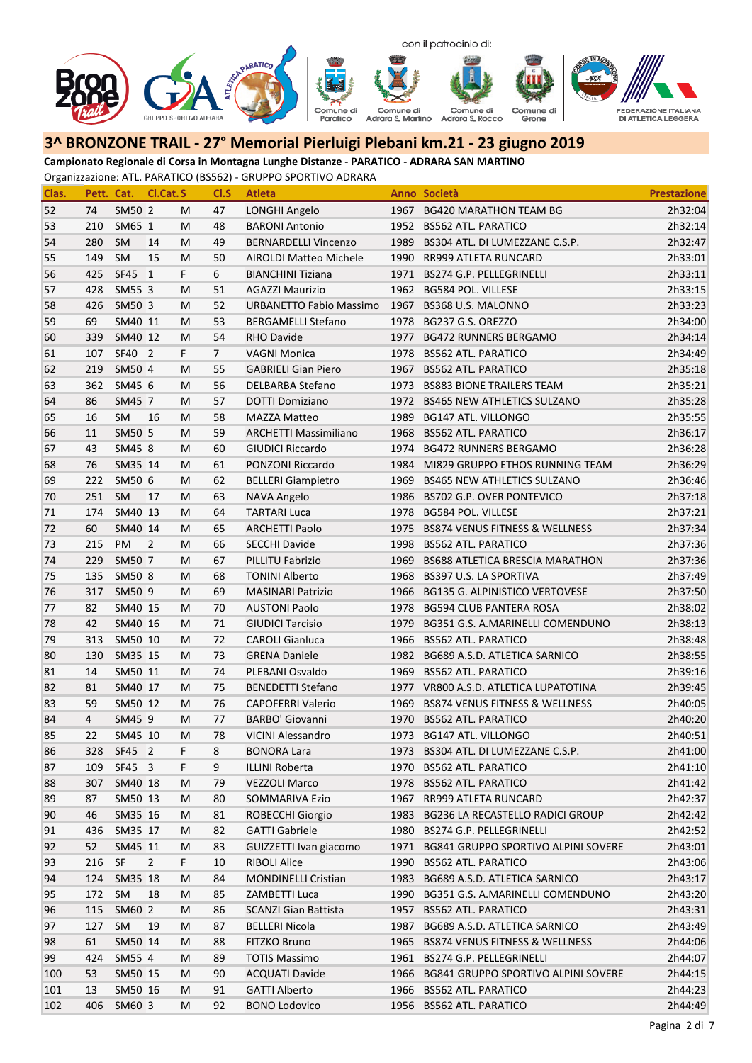con il patrocinio di:

## 3^ BRONZONE TRAIL - 27° Memorial Pierluigi Plebani km.21 - 23 giugno 2019

**Campionato Regionale di Corsa in Montagna Lunghe Distanze - PARATICO - ADRARA SAN MARTINO**

Organizzazione: ATL. PARATICO (BS562) - GRUPPO SPORTIVO ADRARA

| Clas. | Pett. | Cat. | Cl.Cat. | S | Cl.S | Atleta | Anno | Società | Prestazione |
|---|---|---|---|---|---|---|---|---|---|
| 52 | 74 | SM50 | 2 | M | 47 | LONGHI Angelo | 1967 | BG420 MARATHON TEAM BG | 2h32:04 |
| 53 | 210 | SM65 | 1 | M | 48 | BARONI Antonio | 1952 | BS562 ATL. PARATICO | 2h32:14 |
| 54 | 280 | SM | 14 | M | 49 | BERNARDELLI Vincenzo | 1989 | BS304 ATL. DI LUMEZZANE C.S.P. | 2h32:47 |
| 55 | 149 | SM | 15 | M | 50 | AIROLDI Matteo Michele | 1990 | RR999 ATLETA RUNCARD | 2h33:01 |
| 56 | 425 | SF45 | 1 | F | 6 | BIANCHINI Tiziana | 1971 | BS274 G.P. PELLEGRINELLI | 2h33:11 |
| 57 | 428 | SM55 | 3 | M | 51 | AGAZZI Maurizio | 1962 | BG584 POL. VILLESE | 2h33:15 |
| 58 | 426 | SM50 | 3 | M | 52 | URBANETTO Fabio Massimo | 1967 | BS368 U.S. MALONNO | 2h33:23 |
| 59 | 69 | SM40 | 11 | M | 53 | BERGAMELLI Stefano | 1978 | BG237 G.S. OREZZO | 2h34:00 |
| 60 | 339 | SM40 | 12 | M | 54 | RHO Davide | 1977 | BG472 RUNNERS BERGAMO | 2h34:14 |
| 61 | 107 | SF40 | 2 | F | 7 | VAGNI Monica | 1978 | BS562 ATL. PARATICO | 2h34:49 |
| 62 | 219 | SM50 | 4 | M | 55 | GABRIELI Gian Piero | 1967 | BS562 ATL. PARATICO | 2h35:18 |
| 63 | 362 | SM45 | 6 | M | 56 | DELBARBA Stefano | 1973 | BS883 BIONE TRAILERS TEAM | 2h35:21 |
| 64 | 86 | SM45 | 7 | M | 57 | DOTTI Domiziano | 1972 | BS465 NEW ATHLETICS SULZANO | 2h35:28 |
| 65 | 16 | SM | 16 | M | 58 | MAZZA Matteo | 1989 | BG147 ATL. VILLONGO | 2h35:55 |
| 66 | 11 | SM50 | 5 | M | 59 | ARCHETTI Massimiliano | 1968 | BS562 ATL. PARATICO | 2h36:17 |
| 67 | 43 | SM45 | 8 | M | 60 | GIUDICI Riccardo | 1974 | BG472 RUNNERS BERGAMO | 2h36:28 |
| 68 | 76 | SM35 | 14 | M | 61 | PONZONI Riccardo | 1984 | MI829 GRUPPO ETHOS RUNNING TEAM | 2h36:29 |
| 69 | 222 | SM50 | 6 | M | 62 | BELLERI Giampietro | 1969 | BS465 NEW ATHLETICS SULZANO | 2h36:46 |
| 70 | 251 | SM | 17 | M | 63 | NAVA Angelo | 1986 | BS702 G.P. OVER PONTEVICO | 2h37:18 |
| 71 | 174 | SM40 | 13 | M | 64 | TARTARI Luca | 1978 | BG584 POL. VILLESE | 2h37:21 |
| 72 | 60 | SM40 | 14 | M | 65 | ARCHETTI Paolo | 1975 | BS874 VENUS FITNESS & WELLNESS | 2h37:34 |
| 73 | 215 | PM | 2 | M | 66 | SECCHI Davide | 1998 | BS562 ATL. PARATICO | 2h37:36 |
| 74 | 229 | SM50 | 7 | M | 67 | PILLITU Fabrizio | 1969 | BS688 ATLETICA BRESCIA MARATHON | 2h37:36 |
| 75 | 135 | SM50 | 8 | M | 68 | TONINI Alberto | 1968 | BS397 U.S. LA SPORTIVA | 2h37:49 |
| 76 | 317 | SM50 | 9 | M | 69 | MASINARI Patrizio | 1966 | BG135 G. ALPINISTICO VERTOVESE | 2h37:50 |
| 77 | 82 | SM40 | 15 | M | 70 | AUSTONI Paolo | 1978 | BG594 CLUB PANTERA ROSA | 2h38:02 |
| 78 | 42 | SM40 | 16 | M | 71 | GIUDICI Tarcisio | 1979 | BG351 G.S. A.MARINELLI COMENDUNO | 2h38:13 |
| 79 | 313 | SM50 | 10 | M | 72 | CAROLI Gianluca | 1966 | BS562 ATL. PARATICO | 2h38:48 |
| 80 | 130 | SM35 | 15 | M | 73 | GRENA Daniele | 1982 | BG689 A.S.D. ATLETICA SARNICO | 2h38:55 |
| 81 | 14 | SM50 | 11 | M | 74 | PLEBANI Osvaldo | 1969 | BS562 ATL. PARATICO | 2h39:16 |
| 82 | 81 | SM40 | 17 | M | 75 | BENEDETTI Stefano | 1977 | VR800 A.S.D. ATLETICA LUPATOTINA | 2h39:45 |
| 83 | 59 | SM50 | 12 | M | 76 | CAPOFERRI Valerio | 1969 | BS874 VENUS FITNESS & WELLNESS | 2h40:05 |
| 84 | 4 | SM45 | 9 | M | 77 | BARBO' Giovanni | 1970 | BS562 ATL. PARATICO | 2h40:20 |
| 85 | 22 | SM45 | 10 | M | 78 | VICINI Alessandro | 1973 | BG147 ATL. VILLONGO | 2h40:51 |
| 86 | 328 | SF45 | 2 | F | 8 | BONORA Lara | 1973 | BS304 ATL. DI LUMEZZANE C.S.P. | 2h41:00 |
| 87 | 109 | SF45 | 3 | F | 9 | ILLINI Roberta | 1970 | BS562 ATL. PARATICO | 2h41:10 |
| 88 | 307 | SM40 | 18 | M | 79 | VEZZOLI Marco | 1978 | BS562 ATL. PARATICO | 2h41:42 |
| 89 | 87 | SM50 | 13 | M | 80 | SOMMARIVA Ezio | 1967 | RR999 ATLETA RUNCARD | 2h42:37 |
| 90 | 46 | SM35 | 16 | M | 81 | ROBECCHI Giorgio | 1983 | BG236 LA RECASTELLO RADICI GROUP | 2h42:42 |
| 91 | 436 | SM35 | 17 | M | 82 | GATTI Gabriele | 1980 | BS274 G.P. PELLEGRINELLI | 2h42:52 |
| 92 | 52 | SM45 | 11 | M | 83 | GUIZZETTI Ivan giacomo | 1971 | BG841 GRUPPO SPORTIVO ALPINI SOVERE | 2h43:01 |
| 93 | 216 | SF | 2 | F | 10 | RIBOLI Alice | 1990 | BS562 ATL. PARATICO | 2h43:06 |
| 94 | 124 | SM35 | 18 | M | 84 | MONDINELLI Cristian | 1983 | BG689 A.S.D. ATLETICA SARNICO | 2h43:17 |
| 95 | 172 | SM | 18 | M | 85 | ZAMBETTI Luca | 1990 | BG351 G.S. A.MARINELLI COMENDUNO | 2h43:20 |
| 96 | 115 | SM60 | 2 | M | 86 | SCANZI Gian Battista | 1957 | BS562 ATL. PARATICO | 2h43:31 |
| 97 | 127 | SM | 19 | M | 87 | BELLERI Nicola | 1987 | BG689 A.S.D. ATLETICA SARNICO | 2h43:49 |
| 98 | 61 | SM50 | 14 | M | 88 | FITZKO Bruno | 1965 | BS874 VENUS FITNESS & WELLNESS | 2h44:06 |
| 99 | 424 | SM55 | 4 | M | 89 | TOTIS Massimo | 1961 | BS274 G.P. PELLEGRINELLI | 2h44:07 |
| 100 | 53 | SM50 | 15 | M | 90 | ACQUATI Davide | 1966 | BG841 GRUPPO SPORTIVO ALPINI SOVERE | 2h44:15 |
| 101 | 13 | SM50 | 16 | M | 91 | GATTI Alberto | 1966 | BS562 ATL. PARATICO | 2h44:23 |
| 102 | 406 | SM60 | 3 | M | 92 | BONO Lodovico | 1956 | BS562 ATL. PARATICO | 2h44:49 |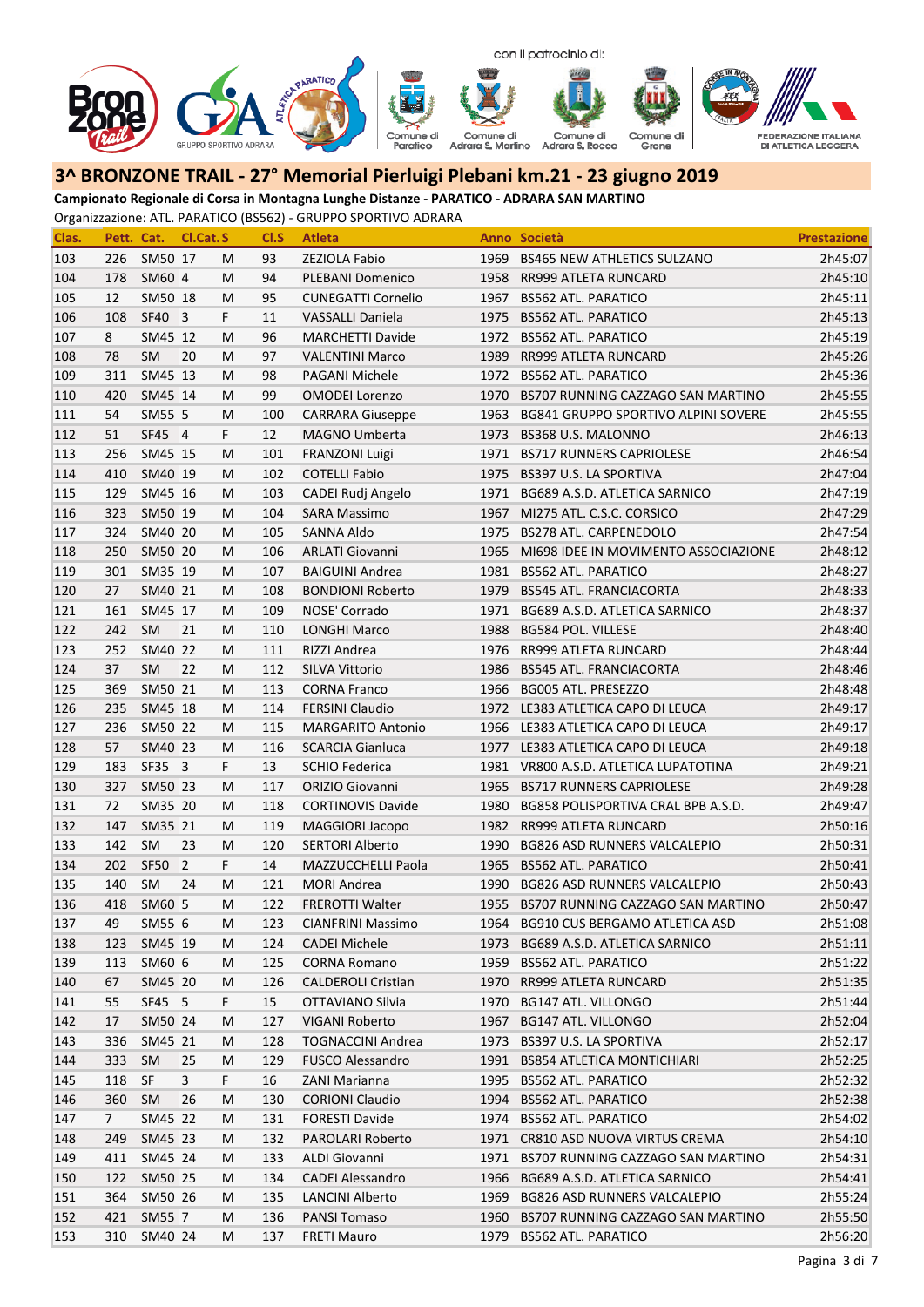con il patrocinio di:

# 3^ BRONZONE TRAIL - 27° Memorial Pierluigi Plebani km.21 - 23 giugno 2019

**Campionato Regionale di Corsa in Montagna Lunghe Distanze - PARATICO - ADRARA SAN MARTINO**

Organizzazione: ATL. PARATICO (BS562) - GRUPPO SPORTIVO ADRARA

| Clas. | Pett. | Cat. | Cl.Cat. | S | Cl.S | Atleta | Anno | Società | Prestazione |
|---|---|---|---|---|---|---|---|---|---|
| 103 | 226 | SM50 | 17 | M | 93 | ZEZIOLA Fabio | 1969 | BS465 NEW ATHLETICS SULZANO | 2h45:07 |
| 104 | 178 | SM60 | 4 | M | 94 | PLEBANI Domenico | 1958 | RR999 ATLETA RUNCARD | 2h45:10 |
| 105 | 12 | SM50 | 18 | M | 95 | CUNEGATTI Cornelio | 1967 | BS562 ATL. PARATICO | 2h45:11 |
| 106 | 108 | SF40 | 3 | F | 11 | VASSALLI Daniela | 1975 | BS562 ATL. PARATICO | 2h45:13 |
| 107 | 8 | SM45 | 12 | M | 96 | MARCHETTI Davide | 1972 | BS562 ATL. PARATICO | 2h45:19 |
| 108 | 78 | SM | 20 | M | 97 | VALENTINI Marco | 1989 | RR999 ATLETA RUNCARD | 2h45:26 |
| 109 | 311 | SM45 | 13 | M | 98 | PAGANI Michele | 1972 | BS562 ATL. PARATICO | 2h45:36 |
| 110 | 420 | SM45 | 14 | M | 99 | OMODEI Lorenzo | 1970 | BS707 RUNNING CAZZAGO SAN MARTINO | 2h45:55 |
| 111 | 54 | SM55 | 5 | M | 100 | CARRARA Giuseppe | 1963 | BS841 GRUPPO SPORTIVO ALPINI SOVERE | 2h45:55 |
| 112 | 51 | SF45 | 4 | F | 12 | MAGNO Umberta | 1973 | BS368 U.S. MALONNO | 2h46:13 |
| 113 | 256 | SM45 | 15 | M | 101 | FRANZONI Luigi | 1971 | BS717 RUNNERS CAPRIOLESE | 2h46:54 |
| 114 | 410 | SM40 | 19 | M | 102 | COTELLI Fabio | 1975 | BS397 U.S. LA SPORTIVA | 2h47:04 |
| 115 | 129 | SM45 | 16 | M | 103 | CADEI Rudj Angelo | 1971 | BG689 A.S.D. ATLETICA SARNICO | 2h47:19 |
| 116 | 323 | SM50 | 19 | M | 104 | SARA Massimo | 1967 | MI275 ATL. C.S.C. CORSICO | 2h47:29 |
| 117 | 324 | SM40 | 20 | M | 105 | SANNA Aldo | 1975 | BS278 ATL. CARPENEDOLO | 2h47:54 |
| 118 | 250 | SM50 | 20 | M | 106 | ARLATI Giovanni | 1965 | MI698 IDEE IN MOVIMENTO ASSOCIAZIONE | 2h48:12 |
| 119 | 301 | SM35 | 19 | M | 107 | BAIGUINI Andrea | 1981 | BS562 ATL. PARATICO | 2h48:27 |
| 120 | 27 | SM40 | 21 | M | 108 | BONDIONI Roberto | 1979 | BS545 ATL. FRANCIACORTA | 2h48:33 |
| 121 | 161 | SM45 | 17 | M | 109 | NOSE' Corrado | 1971 | BG689 A.S.D. ATLETICA SARNICO | 2h48:37 |
| 122 | 242 | SM | 21 | M | 110 | LONGHI Marco | 1988 | BG584 POL. VILLESE | 2h48:40 |
| 123 | 252 | SM40 | 22 | M | 111 | RIZZI Andrea | 1976 | RR999 ATLETA RUNCARD | 2h48:44 |
| 124 | 37 | SM | 22 | M | 112 | SILVA Vittorio | 1986 | BS545 ATL. FRANCIACORTA | 2h48:46 |
| 125 | 369 | SM50 | 21 | M | 113 | CORNA Franco | 1966 | BG005 ATL. PRESEZZO | 2h48:48 |
| 126 | 235 | SM45 | 18 | M | 114 | FERSINI Claudio | 1972 | LE383 ATLETICA CAPO DI LEUCA | 2h49:17 |
| 127 | 236 | SM50 | 22 | M | 115 | MARGARITO Antonio | 1966 | LE383 ATLETICA CAPO DI LEUCA | 2h49:17 |
| 128 | 57 | SM40 | 23 | M | 116 | SCARCIA Gianluca | 1977 | LE383 ATLETICA CAPO DI LEUCA | 2h49:18 |
| 129 | 183 | SF35 | 3 | F | 13 | SCHIO Federica | 1981 | VR800 A.S.D. ATLETICA LUPATOTINA | 2h49:21 |
| 130 | 327 | SM50 | 23 | M | 117 | ORIZIO Giovanni | 1965 | BS717 RUNNERS CAPRIOLESE | 2h49:28 |
| 131 | 72 | SM35 | 20 | M | 118 | CORTINOVIS Davide | 1980 | BG858 POLISPORTIVA CRAL BPB A.S.D. | 2h49:47 |
| 132 | 147 | SM35 | 21 | M | 119 | MAGGIORI Jacopo | 1982 | RR999 ATLETA RUNCARD | 2h50:16 |
| 133 | 142 | SM | 23 | M | 120 | SERTORI Alberto | 1990 | BG826 ASD RUNNERS VALCALEPIO | 2h50:31 |
| 134 | 202 | SF50 | 2 | F | 14 | MAZZUCCHELLI Paola | 1965 | BS562 ATL. PARATICO | 2h50:41 |
| 135 | 140 | SM | 24 | M | 121 | MORI Andrea | 1990 | BG826 ASD RUNNERS VALCALEPIO | 2h50:43 |
| 136 | 418 | SM60 | 5 | M | 122 | FREROTTI Walter | 1955 | BS707 RUNNING CAZZAGO SAN MARTINO | 2h50:47 |
| 137 | 49 | SM55 | 6 | M | 123 | CIANFRINI Massimo | 1964 | BG910 CUS BERGAMO ATLETICA ASD | 2h51:08 |
| 138 | 123 | SM45 | 19 | M | 124 | CADEI Michele | 1973 | BG689 A.S.D. ATLETICA SARNICO | 2h51:11 |
| 139 | 113 | SM60 | 6 | M | 125 | CORNA Romano | 1959 | BS562 ATL. PARATICO | 2h51:22 |
| 140 | 67 | SM45 | 20 | M | 126 | CALDEROLI Cristian | 1970 | RR999 ATLETA RUNCARD | 2h51:35 |
| 141 | 55 | SF45 | 5 | F | 15 | OTTAVIANO Silvia | 1970 | BG147 ATL. VILLONGO | 2h51:44 |
| 142 | 17 | SM50 | 24 | M | 127 | VIGANI Roberto | 1967 | BG147 ATL. VILLONGO | 2h52:04 |
| 143 | 336 | SM45 | 21 | M | 128 | TOGNACCINI Andrea | 1973 | BS397 U.S. LA SPORTIVA | 2h52:17 |
| 144 | 333 | SM | 25 | M | 129 | FUSCO Alessandro | 1991 | BS854 ATLETICA MONTICHIARI | 2h52:25 |
| 145 | 118 | SF | 3 | F | 16 | ZANI Marianna | 1995 | BS562 ATL. PARATICO | 2h52:32 |
| 146 | 360 | SM | 26 | M | 130 | CORIONI Claudio | 1994 | BS562 ATL. PARATICO | 2h52:38 |
| 147 | 7 | SM45 | 22 | M | 131 | FORESTI Davide | 1974 | BS562 ATL. PARATICO | 2h54:02 |
| 148 | 249 | SM45 | 23 | M | 132 | PAROLARI Roberto | 1971 | CR810 ASD NUOVA VIRTUS CREMA | 2h54:10 |
| 149 | 411 | SM45 | 24 | M | 133 | ALDI Giovanni | 1971 | BS707 RUNNING CAZZAGO SAN MARTINO | 2h54:31 |
| 150 | 122 | SM50 | 25 | M | 134 | CADEI Alessandro | 1966 | BG689 A.S.D. ATLETICA SARNICO | 2h54:41 |
| 151 | 364 | SM50 | 26 | M | 135 | LANCINI Alberto | 1969 | BG826 ASD RUNNERS VALCALEPIO | 2h55:24 |
| 152 | 421 | SM55 | 7 | M | 136 | PANSI Tomaso | 1960 | BS707 RUNNING CAZZAGO SAN MARTINO | 2h55:50 |
| 153 | 310 | SM40 | 24 | M | 137 | FRETI Mauro | 1979 | BS562 ATL. PARATICO | 2h56:20 |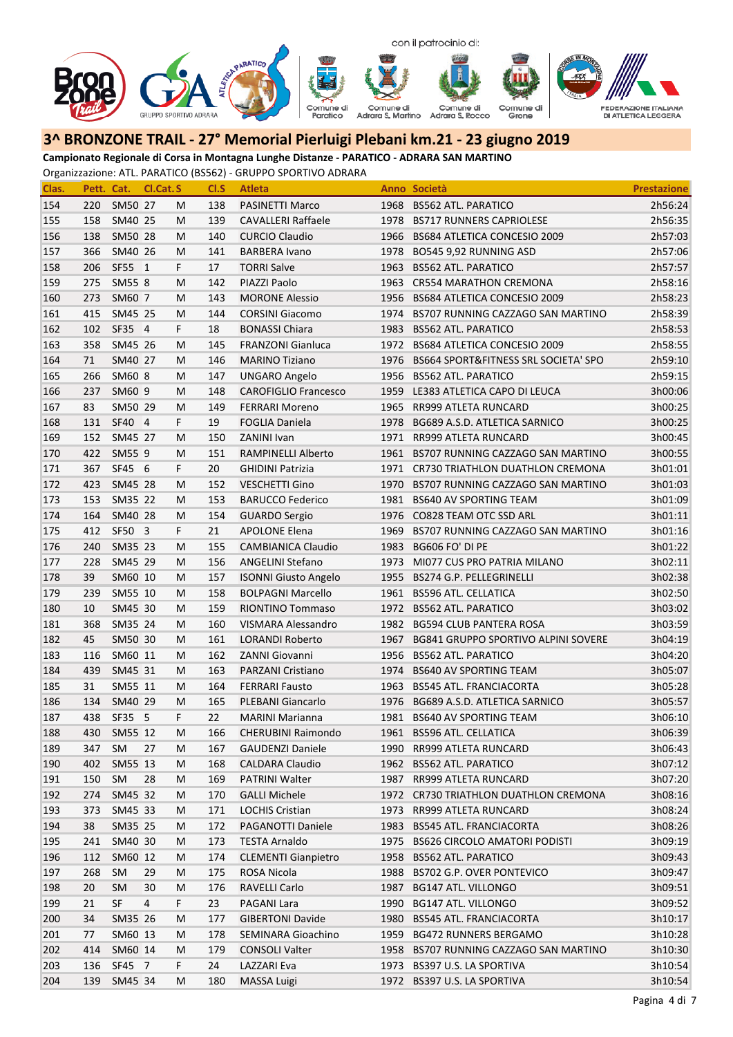con il patrocinio di:

## 3^ BRONZONE TRAIL - 27° Memorial Pierluigi Plebani km.21 - 23 giugno 2019

**Campionato Regionale di Corsa in Montagna Lunghe Distanze - PARATICO - ADRARA SAN MARTINO**

Organizzazione: ATL. PARATICO (BS562) - GRUPPO SPORTIVO ADRARA

| Clas. | Pett. | Cat. | Cl.Cat. | S | Cl.S | Atleta | Anno | Società | Prestazione |
|---|---|---|---|---|---|---|---|---|---|
| 154 | 220 | SM50 | 27 | M | 138 | PASINETTI Marco | 1968 | BS562 ATL. PARATICO | 2h56:24 |
| 155 | 158 | SM40 | 25 | M | 139 | CAVALLERI Raffaele | 1978 | BS717 RUNNERS CAPRIOLESE | 2h56:35 |
| 156 | 138 | SM50 | 28 | M | 140 | CURCIO Claudio | 1966 | BS684 ATLETICA CONCESIO 2009 | 2h57:03 |
| 157 | 366 | SM40 | 26 | M | 141 | BARBERA Ivano | 1978 | BO545 9,92 RUNNING ASD | 2h57:06 |
| 158 | 206 | SF55 | 1 | F | 17 | TORRI Salve | 1963 | BS562 ATL. PARATICO | 2h57:57 |
| 159 | 275 | SM55 | 8 | M | 142 | PIAZZI Paolo | 1963 | CR554 MARATHON CREMONA | 2h58:16 |
| 160 | 273 | SM60 | 7 | M | 143 | MORONE Alessio | 1956 | BS684 ATLETICA CONCESIO 2009 | 2h58:23 |
| 161 | 415 | SM45 | 25 | M | 144 | CORSINI Giacomo | 1974 | BS707 RUNNING CAZZAGO SAN MARTINO | 2h58:39 |
| 162 | 102 | SF35 | 4 | F | 18 | BONASSI Chiara | 1983 | BS562 ATL. PARATICO | 2h58:53 |
| 163 | 358 | SM45 | 26 | M | 145 | FRANZONI Gianluca | 1972 | BS684 ATLETICA CONCESIO 2009 | 2h58:55 |
| 164 | 71 | SM40 | 27 | M | 146 | MARINO Tiziano | 1976 | BS664 SPORT&FITNESS SRL SOCIETA' SPO | 2h59:10 |
| 165 | 266 | SM60 | 8 | M | 147 | UNGARO Angelo | 1956 | BS562 ATL. PARATICO | 2h59:15 |
| 166 | 237 | SM60 | 9 | M | 148 | CAROFIGLIO Francesco | 1959 | LE383 ATLETICA CAPO DI LEUCA | 3h00:06 |
| 167 | 83 | SM50 | 29 | M | 149 | FERRARI Moreno | 1965 | RR999 ATLETA RUNCARD | 3h00:25 |
| 168 | 131 | SF40 | 4 | F | 19 | FOGLIA Daniela | 1978 | BG689 A.S.D. ATLETICA SARNICO | 3h00:25 |
| 169 | 152 | SM45 | 27 | M | 150 | ZANINI Ivan | 1971 | RR999 ATLETA RUNCARD | 3h00:45 |
| 170 | 422 | SM55 | 9 | M | 151 | RAMPINELLI Alberto | 1961 | BS707 RUNNING CAZZAGO SAN MARTINO | 3h00:55 |
| 171 | 367 | SF45 | 6 | F | 20 | GHIDINI Patrizia | 1971 | CR730 TRIATHLON DUATHLON CREMONA | 3h01:01 |
| 172 | 423 | SM45 | 28 | M | 152 | VESCHETTI Gino | 1970 | BS707 RUNNING CAZZAGO SAN MARTINO | 3h01:03 |
| 173 | 153 | SM35 | 22 | M | 153 | BARUCCO Federico | 1981 | BS640 AV SPORTING TEAM | 3h01:09 |
| 174 | 164 | SM40 | 28 | M | 154 | GUARDO Sergio | 1976 | CO828 TEAM OTC SSD ARL | 3h01:11 |
| 175 | 412 | SF50 | 3 | F | 21 | APOLONE Elena | 1969 | BS707 RUNNING CAZZAGO SAN MARTINO | 3h01:16 |
| 176 | 240 | SM35 | 23 | M | 155 | CAMBIANICA Claudio | 1983 | BG606 FO' DI PE | 3h01:22 |
| 177 | 228 | SM45 | 29 | M | 156 | ANGELINI Stefano | 1973 | MI077 CUS PRO PATRIA MILANO | 3h02:11 |
| 178 | 39 | SM60 | 10 | M | 157 | ISONNI Giusto Angelo | 1955 | BS274 G.P. PELLEGRINELLI | 3h02:38 |
| 179 | 239 | SM55 | 10 | M | 158 | BOLPAGNI Marcello | 1961 | BS596 ATL. CELLATICA | 3h02:50 |
| 180 | 10 | SM45 | 30 | M | 159 | RIONTINO Tommaso | 1972 | BS562 ATL. PARATICO | 3h03:02 |
| 181 | 368 | SM35 | 24 | M | 160 | VISMARA Alessandro | 1982 | BG594 CLUB PANTERA ROSA | 3h03:59 |
| 182 | 45 | SM50 | 30 | M | 161 | LORANDI Roberto | 1967 | BG841 GRUPPO SPORTIVO ALPINI SOVERE | 3h04:19 |
| 183 | 116 | SM60 | 11 | M | 162 | ZANNI Giovanni | 1956 | BS562 ATL. PARATICO | 3h04:20 |
| 184 | 439 | SM45 | 31 | M | 163 | PARZANI Cristiano | 1974 | BS640 AV SPORTING TEAM | 3h05:07 |
| 185 | 31 | SM55 | 11 | M | 164 | FERRARI Fausto | 1963 | BS545 ATL. FRANCIACORTA | 3h05:28 |
| 186 | 134 | SM40 | 29 | M | 165 | PLEBANI Giancarlo | 1976 | BG689 A.S.D. ATLETICA SARNICO | 3h05:57 |
| 187 | 438 | SF35 | 5 | F | 22 | MARINI Marianna | 1981 | BS640 AV SPORTING TEAM | 3h06:10 |
| 188 | 430 | SM55 | 12 | M | 166 | CHERUBINI Raimondo | 1961 | BS596 ATL. CELLATICA | 3h06:39 |
| 189 | 347 | SM | 27 | M | 167 | GAUDENZI Daniele | 1990 | RR999 ATLETA RUNCARD | 3h06:43 |
| 190 | 402 | SM55 | 13 | M | 168 | CALDARA Claudio | 1962 | BS562 ATL. PARATICO | 3h07:12 |
| 191 | 150 | SM | 28 | M | 169 | PATRINI Walter | 1987 | RR999 ATLETA RUNCARD | 3h07:20 |
| 192 | 274 | SM45 | 32 | M | 170 | GALLI Michele | 1972 | CR730 TRIATHLON DUATHLON CREMONA | 3h08:16 |
| 193 | 373 | SM45 | 33 | M | 171 | LOCHIS Cristian | 1973 | RR999 ATLETA RUNCARD | 3h08:24 |
| 194 | 38 | SM35 | 25 | M | 172 | PAGANOTTI Daniele | 1983 | BS545 ATL. FRANCIACORTA | 3h08:26 |
| 195 | 241 | SM40 | 30 | M | 173 | TESTA Arnaldo | 1975 | BS626 CIRCOLO AMATORI PODISTI | 3h09:19 |
| 196 | 112 | SM60 | 12 | M | 174 | CLEMENTI Gianpietro | 1958 | BS562 ATL. PARATICO | 3h09:43 |
| 197 | 268 | SM | 29 | M | 175 | ROSA Nicola | 1988 | BS702 G.P. OVER PONTEVICO | 3h09:47 |
| 198 | 20 | SM | 30 | M | 176 | RAVELLI Carlo | 1987 | BG147 ATL. VILLONGO | 3h09:51 |
| 199 | 21 | SF | 4 | F | 23 | PAGANI Lara | 1990 | BG147 ATL. VILLONGO | 3h09:52 |
| 200 | 34 | SM35 | 26 | M | 177 | GIBERTONI Davide | 1980 | BS545 ATL. FRANCIACORTA | 3h10:17 |
| 201 | 77 | SM60 | 13 | M | 178 | SEMINARA Gioachino | 1959 | BG472 RUNNERS BERGAMO | 3h10:28 |
| 202 | 414 | SM60 | 14 | M | 179 | CONSOLI Valter | 1958 | BS707 RUNNING CAZZAGO SAN MARTINO | 3h10:30 |
| 203 | 136 | SF45 | 7 | F | 24 | LAZZARI Eva | 1973 | BS397 U.S. LA SPORTIVA | 3h10:54 |
| 204 | 139 | SM45 | 34 | M | 180 | MASSA Luigi | 1972 | BS397 U.S. LA SPORTIVA | 3h10:54 |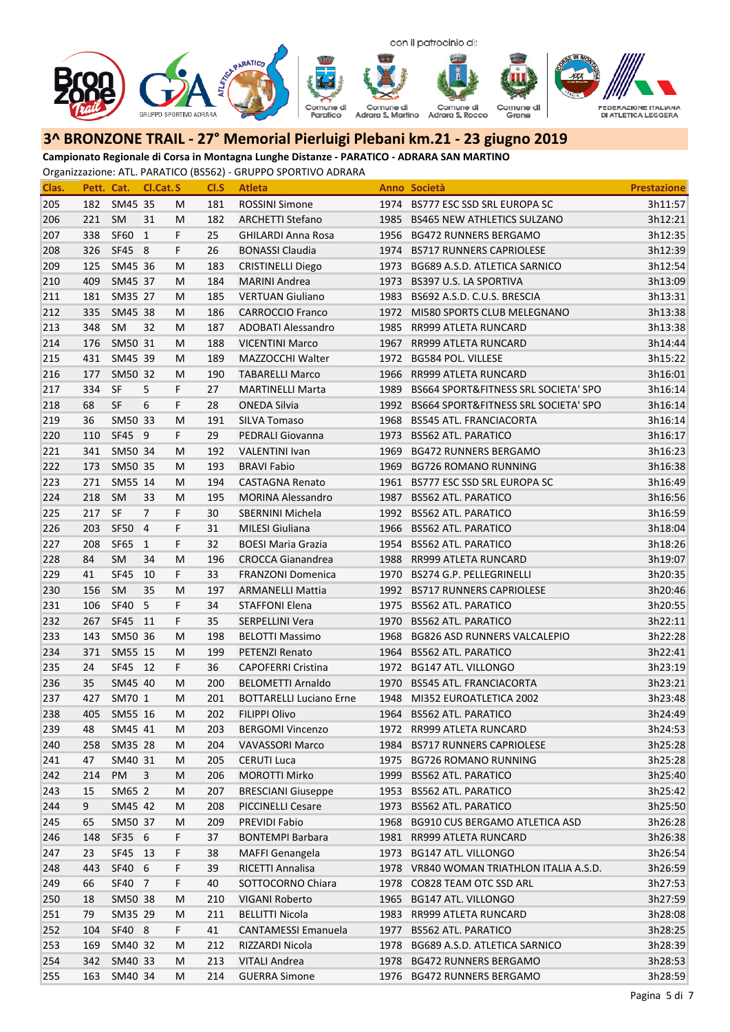con il patrocinio di:

FEDERAZIONE ITALIANA DI ATLETICA LEGGERA

## 3^ BRONZONE TRAIL - 27° Memorial Pierluigi Plebani km.21 - 23 giugno 2019

**Campionato Regionale di Corsa in Montagna Lunghe Distanze - PARATICO - ADRARA SAN MARTINO**

Organizzazione: ATL. PARATICO (BS562) - GRUPPO SPORTIVO ADRARA

| Clas. | Pett. | Cat. | Cl.Cat. | S | Cl.S | Atleta | Anno | Società | Prestazione |
|---|---|---|---|---|---|---|---|---|---|
| 205 | 182 | SM45 | 35 | M | 181 | ROSSINI Simone | 1974 | BS777 ESC SSD SRL EUROPA SC | 3h11:57 |
| 206 | 221 | SM | 31 | M | 182 | ARCHETTI Stefano | 1985 | BS465 NEW ATHLETICS SULZANO | 3h12:21 |
| 207 | 338 | SF60 | 1 | F | 25 | GHILARDI Anna Rosa | 1956 | BG472 RUNNERS BERGAMO | 3h12:35 |
| 208 | 326 | SF45 | 8 | F | 26 | BONASSI Claudia | 1974 | BS717 RUNNERS CAPRIOLESE | 3h12:39 |
| 209 | 125 | SM45 | 36 | M | 183 | CRISTINELLI Diego | 1973 | BG689 A.S.D. ATLETICA SARNICO | 3h12:54 |
| 210 | 409 | SM45 | 37 | M | 184 | MARINI Andrea | 1973 | BS397 U.S. LA SPORTIVA | 3h13:09 |
| 211 | 181 | SM35 | 27 | M | 185 | VERTUAN Giuliano | 1983 | BS692 A.S.D. C.U.S. BRESCIA | 3h13:31 |
| 212 | 335 | SM45 | 38 | M | 186 | CARROCCIO Franco | 1972 | MI580 SPORTS CLUB MELEGNANO | 3h13:38 |
| 213 | 348 | SM | 32 | M | 187 | ADOBATI Alessandro | 1985 | RR999 ATLETA RUNCARD | 3h13:38 |
| 214 | 176 | SM50 | 31 | M | 188 | VICENTINI Marco | 1967 | RR999 ATLETA RUNCARD | 3h14:44 |
| 215 | 431 | SM45 | 39 | M | 189 | MAZZOCCHI Walter | 1972 | BG584 POL. VILLESE | 3h15:22 |
| 216 | 177 | SM50 | 32 | M | 190 | TABARELLI Marco | 1966 | RR999 ATLETA RUNCARD | 3h16:01 |
| 217 | 334 | SF | 5 | F | 27 | MARTINELLI Marta | 1989 | BS664 SPORT&FITNESS SRL SOCIETA' SPO | 3h16:14 |
| 218 | 68 | SF | 6 | F | 28 | ONEDA Silvia | 1992 | BS664 SPORT&FITNESS SRL SOCIETA' SPO | 3h16:14 |
| 219 | 36 | SM50 | 33 | M | 191 | SILVA Tomaso | 1968 | BS545 ATL. FRANCIACORTA | 3h16:14 |
| 220 | 110 | SF45 | 9 | F | 29 | PEDRALI Giovanna | 1973 | BS562 ATL. PARATICO | 3h16:17 |
| 221 | 341 | SM50 | 34 | M | 192 | VALENTINI Ivan | 1969 | BG472 RUNNERS BERGAMO | 3h16:23 |
| 222 | 173 | SM50 | 35 | M | 193 | BRAVI Fabio | 1969 | BG726 ROMANO RUNNING | 3h16:38 |
| 223 | 271 | SM55 | 14 | M | 194 | CASTAGNA Renato | 1961 | BS777 ESC SSD SRL EUROPA SC | 3h16:49 |
| 224 | 218 | SM | 33 | M | 195 | MORINA Alessandro | 1987 | BS562 ATL. PARATICO | 3h16:56 |
| 225 | 217 | SF | 7 | F | 30 | SBERNINI Michela | 1992 | BS562 ATL. PARATICO | 3h16:59 |
| 226 | 203 | SF50 | 4 | F | 31 | MILESI Giuliana | 1966 | BS562 ATL. PARATICO | 3h18:04 |
| 227 | 208 | SF65 | 1 | F | 32 | BOESI Maria Grazia | 1954 | BS562 ATL. PARATICO | 3h18:26 |
| 228 | 84 | SM | 34 | M | 196 | CROCCA Gianandrea | 1988 | RR999 ATLETA RUNCARD | 3h19:07 |
| 229 | 41 | SF45 | 10 | F | 33 | FRANZONI Domenica | 1970 | BS274 G.P. PELLEGRINELLI | 3h20:35 |
| 230 | 156 | SM | 35 | M | 197 | ARMANELLI Mattia | 1992 | BS717 RUNNERS CAPRIOLESE | 3h20:46 |
| 231 | 106 | SF40 | 5 | F | 34 | STAFFONI Elena | 1975 | BS562 ATL. PARATICO | 3h20:55 |
| 232 | 267 | SF45 | 11 | F | 35 | SERPELLINI Vera | 1970 | BS562 ATL. PARATICO | 3h22:11 |
| 233 | 143 | SM50 | 36 | M | 198 | BELOTTI Massimo | 1968 | BG826 ASD RUNNERS VALCALEPIO | 3h22:28 |
| 234 | 371 | SM55 | 15 | M | 199 | PETENZI Renato | 1964 | BS562 ATL. PARATICO | 3h22:41 |
| 235 | 24 | SF45 | 12 | F | 36 | CAPOFERRI Cristina | 1972 | BG147 ATL. VILLONGO | 3h23:19 |
| 236 | 35 | SM45 | 40 | M | 200 | BELOMETTI Arnaldo | 1970 | BS545 ATL. FRANCIACORTA | 3h23:21 |
| 237 | 427 | SM70 | 1 | M | 201 | BOTTARELLI Luciano Erne | 1948 | MI352 EUROATLETICA 2002 | 3h23:48 |
| 238 | 405 | SM55 | 16 | M | 202 | FILIPPI Olivo | 1964 | BS562 ATL. PARATICO | 3h24:49 |
| 239 | 48 | SM45 | 41 | M | 203 | BERGOMI Vincenzo | 1972 | RR999 ATLETA RUNCARD | 3h24:53 |
| 240 | 258 | SM35 | 28 | M | 204 | VAVASSORI Marco | 1984 | BS717 RUNNERS CAPRIOLESE | 3h25:28 |
| 241 | 47 | SM40 | 31 | M | 205 | CERUTI Luca | 1975 | BG726 ROMANO RUNNING | 3h25:28 |
| 242 | 214 | PM | 3 | M | 206 | MOROTTI Mirko | 1999 | BS562 ATL. PARATICO | 3h25:40 |
| 243 | 15 | SM65 | 2 | M | 207 | BRESCIANI Giuseppe | 1953 | BS562 ATL. PARATICO | 3h25:42 |
| 244 | 9 | SM45 | 42 | M | 208 | PICCINELLI Cesare | 1973 | BS562 ATL. PARATICO | 3h25:50 |
| 245 | 65 | SM50 | 37 | M | 209 | PREVIDI Fabio | 1968 | BG910 CUS BERGAMO ATLETICA ASD | 3h26:28 |
| 246 | 148 | SF35 | 6 | F | 37 | BONTEMPI Barbara | 1981 | RR999 ATLETA RUNCARD | 3h26:38 |
| 247 | 23 | SF45 | 13 | F | 38 | MAFFI Genangela | 1973 | BG147 ATL. VILLONGO | 3h26:54 |
| 248 | 443 | SF40 | 6 | F | 39 | RICETTI Annalisa | 1978 | VR840 WOMAN TRIATHLON ITALIA A.S.D. | 3h26:59 |
| 249 | 66 | SF40 | 7 | F | 40 | SOTTOCORNO Chiara | 1978 | CO828 TEAM OTC SSD ARL | 3h27:53 |
| 250 | 18 | SM50 | 38 | M | 210 | VIGANI Roberto | 1965 | BG147 ATL. VILLONGO | 3h27:59 |
| 251 | 79 | SM35 | 29 | M | 211 | BELLITTI Nicola | 1983 | RR999 ATLETA RUNCARD | 3h28:08 |
| 252 | 104 | SF40 | 8 | F | 41 | CANTAMESSI Emanuela | 1977 | BS562 ATL. PARATICO | 3h28:25 |
| 253 | 169 | SM40 | 32 | M | 212 | RIZZARDI Nicola | 1978 | BG689 A.S.D. ATLETICA SARNICO | 3h28:39 |
| 254 | 342 | SM40 | 33 | M | 213 | VITALI Andrea | 1978 | BG472 RUNNERS BERGAMO | 3h28:53 |
| 255 | 163 | SM40 | 34 | M | 214 | GUERRA Simone | 1976 | BG472 RUNNERS BERGAMO | 3h28:59 |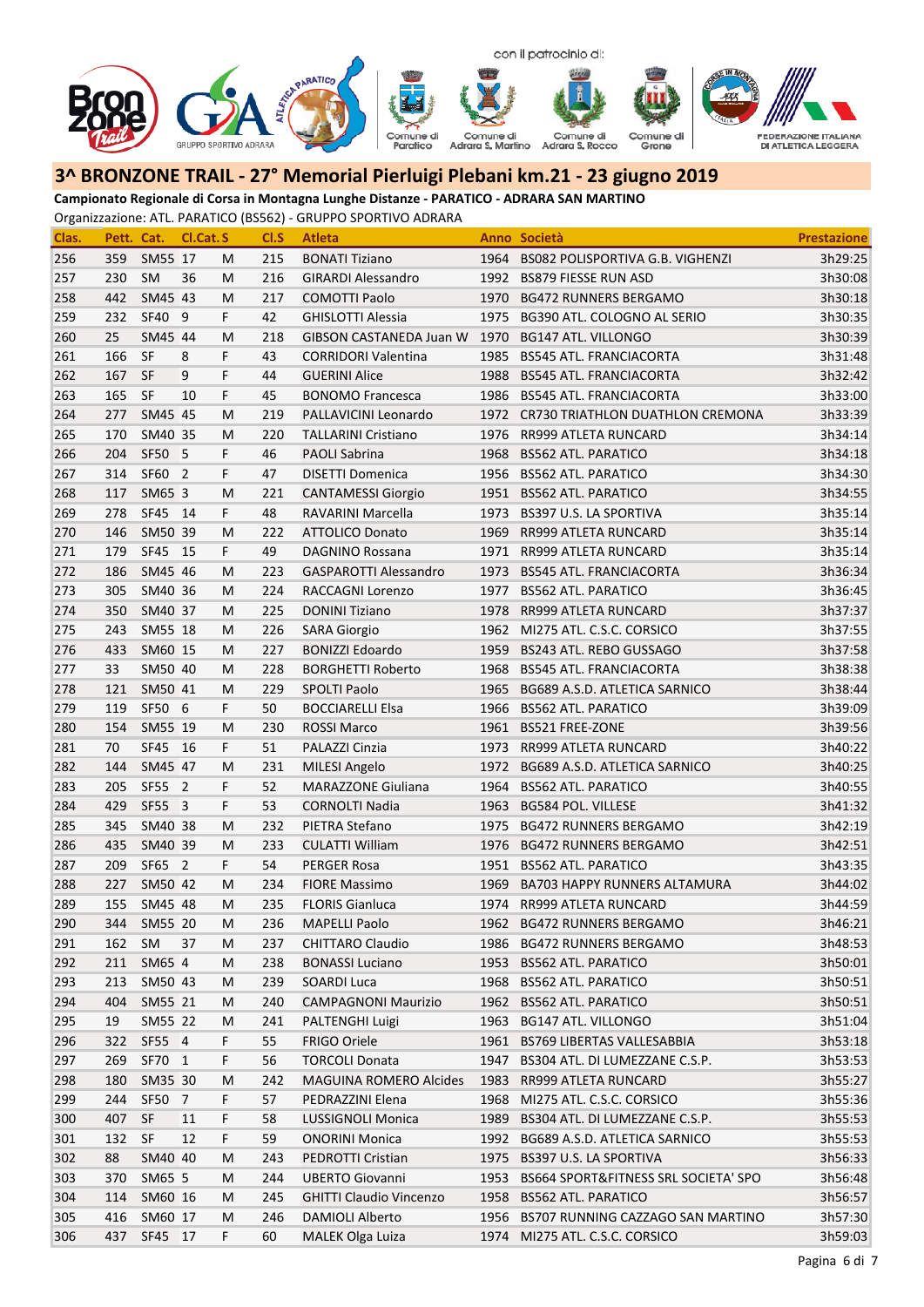con il patrocinio di:

Comune di Paratico | Comune di Adrara S. Martino | Comune di Adrara S. Rocco | Comune di Grone | FEDERAZIONE ITALIANA DI ATLETICA LEGGERA

## 3^ BRONZONE TRAIL - 27° Memorial Pierluigi Plebani km.21 - 23 giugno 2019

**Campionato Regionale di Corsa in Montagna Lunghe Distanze - PARATICO - ADRARA SAN MARTINO**

Organizzazione: ATL. PARATICO (BS562) - GRUPPO SPORTIVO ADRARA

| Clas. | Pett. | Cat. | Cl.Cat. | S | Cl.S | Atleta | Anno | Società | Prestazione |
|---|---|---|---|---|---|---|---|---|---|
| 256 | 359 | SM55 | 17 | M | 215 | BONATI Tiziano | 1964 | BS082 POLISPORTIVA G.B. VIGHENZI | 3h29:25 |
| 257 | 230 | SM | 36 | M | 216 | GIRARDI Alessandro | 1992 | BS879 FIESSE RUN ASD | 3h30:08 |
| 258 | 442 | SM45 | 43 | M | 217 | COMOTTI Paolo | 1970 | BG472 RUNNERS BERGAMO | 3h30:18 |
| 259 | 232 | SF40 | 9 | F | 42 | GHISLOTTI Alessia | 1975 | BG390 ATL. COLOGNO AL SERIO | 3h30:35 |
| 260 | 25 | SM45 | 44 | M | 218 | GIBSON CASTANEDA Juan W | 1970 | BG147 ATL. VILLONGO | 3h30:39 |
| 261 | 166 | SF | 8 | F | 43 | CORRIDORI Valentina | 1985 | BS545 ATL. FRANCIACORTA | 3h31:48 |
| 262 | 167 | SF | 9 | F | 44 | GUERINI Alice | 1988 | BS545 ATL. FRANCIACORTA | 3h32:42 |
| 263 | 165 | SF | 10 | F | 45 | BONOMO Francesca | 1986 | BS545 ATL. FRANCIACORTA | 3h33:00 |
| 264 | 277 | SM45 | 45 | M | 219 | PALLAVICINI Leonardo | 1972 | CR730 TRIATHLON DUATHLON CREMONA | 3h33:39 |
| 265 | 170 | SM40 | 35 | M | 220 | TALLARINI Cristiano | 1976 | RR999 ATLETA RUNCARD | 3h34:14 |
| 266 | 204 | SF50 | 5 | F | 46 | PAOLI Sabrina | 1968 | BS562 ATL. PARATICO | 3h34:18 |
| 267 | 314 | SF60 | 2 | F | 47 | DISETTI Domenica | 1956 | BS562 ATL. PARATICO | 3h34:30 |
| 268 | 117 | SM65 | 3 | M | 221 | CANTAMESSI Giorgio | 1951 | BS562 ATL. PARATICO | 3h34:55 |
| 269 | 278 | SF45 | 14 | F | 48 | RAVARINI Marcella | 1973 | BS397 U.S. LA SPORTIVA | 3h35:14 |
| 270 | 146 | SM50 | 39 | M | 222 | ATTOLICO Donato | 1969 | RR999 ATLETA RUNCARD | 3h35:14 |
| 271 | 179 | SF45 | 15 | F | 49 | DAGNINO Rossana | 1971 | RR999 ATLETA RUNCARD | 3h35:14 |
| 272 | 186 | SM45 | 46 | M | 223 | GASPAROTTI Alessandro | 1973 | BS545 ATL. FRANCIACORTA | 3h36:34 |
| 273 | 305 | SM40 | 36 | M | 224 | RACCAGNI Lorenzo | 1977 | BS562 ATL. PARATICO | 3h36:45 |
| 274 | 350 | SM40 | 37 | M | 225 | DONINI Tiziano | 1978 | RR999 ATLETA RUNCARD | 3h37:37 |
| 275 | 243 | SM55 | 18 | M | 226 | SARA Giorgio | 1962 | MI275 ATL. C.S.C. CORSICO | 3h37:55 |
| 276 | 433 | SM60 | 15 | M | 227 | BONIZZI Edoardo | 1959 | BS243 ATL. REBO GUSSAGO | 3h37:58 |
| 277 | 33 | SM50 | 40 | M | 228 | BORGHETTI Roberto | 1968 | BS545 ATL. FRANCIACORTA | 3h38:38 |
| 278 | 121 | SM50 | 41 | M | 229 | SPOLTI Paolo | 1965 | BG689 A.S.D. ATLETICA SARNICO | 3h38:44 |
| 279 | 119 | SF50 | 6 | F | 50 | BOCCIARELLI Elsa | 1966 | BS562 ATL. PARATICO | 3h39:09 |
| 280 | 154 | SM55 | 19 | M | 230 | ROSSI Marco | 1961 | BS521 FREE-ZONE | 3h39:56 |
| 281 | 70 | SF45 | 16 | F | 51 | PALAZZI Cinzia | 1973 | RR999 ATLETA RUNCARD | 3h40:22 |
| 282 | 144 | SM45 | 47 | M | 231 | MILESI Angelo | 1972 | BG689 A.S.D. ATLETICA SARNICO | 3h40:25 |
| 283 | 205 | SF55 | 2 | F | 52 | MARAZZONE Giuliana | 1964 | BS562 ATL. PARATICO | 3h40:55 |
| 284 | 429 | SF55 | 3 | F | 53 | CORNOLTI Nadia | 1963 | BG584 POL. VILLESE | 3h41:32 |
| 285 | 345 | SM40 | 38 | M | 232 | PIETRA Stefano | 1975 | BG472 RUNNERS BERGAMO | 3h42:19 |
| 286 | 435 | SM40 | 39 | M | 233 | CULATTI William | 1976 | BG472 RUNNERS BERGAMO | 3h42:51 |
| 287 | 209 | SF65 | 2 | F | 54 | PERGER Rosa | 1951 | BS562 ATL. PARATICO | 3h43:35 |
| 288 | 227 | SM50 | 42 | M | 234 | FIORE Massimo | 1969 | BA703 HAPPY RUNNERS ALTAMURA | 3h44:02 |
| 289 | 155 | SM45 | 48 | M | 235 | FLORIS Gianluca | 1974 | RR999 ATLETA RUNCARD | 3h44:59 |
| 290 | 344 | SM55 | 20 | M | 236 | MAPELLI Paolo | 1962 | BG472 RUNNERS BERGAMO | 3h46:21 |
| 291 | 162 | SM | 37 | M | 237 | CHITTARO Claudio | 1986 | BG472 RUNNERS BERGAMO | 3h48:53 |
| 292 | 211 | SM65 | 4 | M | 238 | BONASSI Luciano | 1953 | BS562 ATL. PARATICO | 3h50:01 |
| 293 | 213 | SM50 | 43 | M | 239 | SOARDI Luca | 1968 | BS562 ATL. PARATICO | 3h50:51 |
| 294 | 404 | SM55 | 21 | M | 240 | CAMPAGNONI Maurizio | 1962 | BS562 ATL. PARATICO | 3h50:51 |
| 295 | 19 | SM55 | 22 | M | 241 | PALTENGHI Luigi | 1963 | BG147 ATL. VILLONGO | 3h51:04 |
| 296 | 322 | SF55 | 4 | F | 55 | FRIGO Oriele | 1961 | BS769 LIBERTAS VALLESABBIA | 3h53:18 |
| 297 | 269 | SF70 | 1 | F | 56 | TORCOLI Donata | 1947 | BS304 ATL. DI LUMEZZANE C.S.P. | 3h53:53 |
| 298 | 180 | SM35 | 30 | M | 242 | MAGUINA ROMERO Alcides | 1983 | RR999 ATLETA RUNCARD | 3h55:27 |
| 299 | 244 | SF50 | 7 | F | 57 | PEDRAZZINI Elena | 1968 | MI275 ATL. C.S.C. CORSICO | 3h55:36 |
| 300 | 407 | SF | 11 | F | 58 | LUSSIGNOLI Monica | 1989 | BS304 ATL. DI LUMEZZANE C.S.P. | 3h55:53 |
| 301 | 132 | SF | 12 | F | 59 | ONORINI Monica | 1992 | BG689 A.S.D. ATLETICA SARNICO | 3h55:53 |
| 302 | 88 | SM40 | 40 | M | 243 | PEDROTTI Cristian | 1975 | BS397 U.S. LA SPORTIVA | 3h56:33 |
| 303 | 370 | SM65 | 5 | M | 244 | UBERTO Giovanni | 1953 | BS664 SPORT&FITNESS SRL SOCIETA' SPO | 3h56:48 |
| 304 | 114 | SM60 | 16 | M | 245 | GHITTI Claudio Vincenzo | 1958 | BS562 ATL. PARATICO | 3h56:57 |
| 305 | 416 | SM60 | 17 | M | 246 | DAMIOLI Alberto | 1956 | BS707 RUNNING CAZZAGO SAN MARTINO | 3h57:30 |
| 306 | 437 | SF45 | 17 | F | 60 | MALEK Olga Luiza | 1974 | MI275 ATL. C.S.C. CORSICO | 3h59:03 |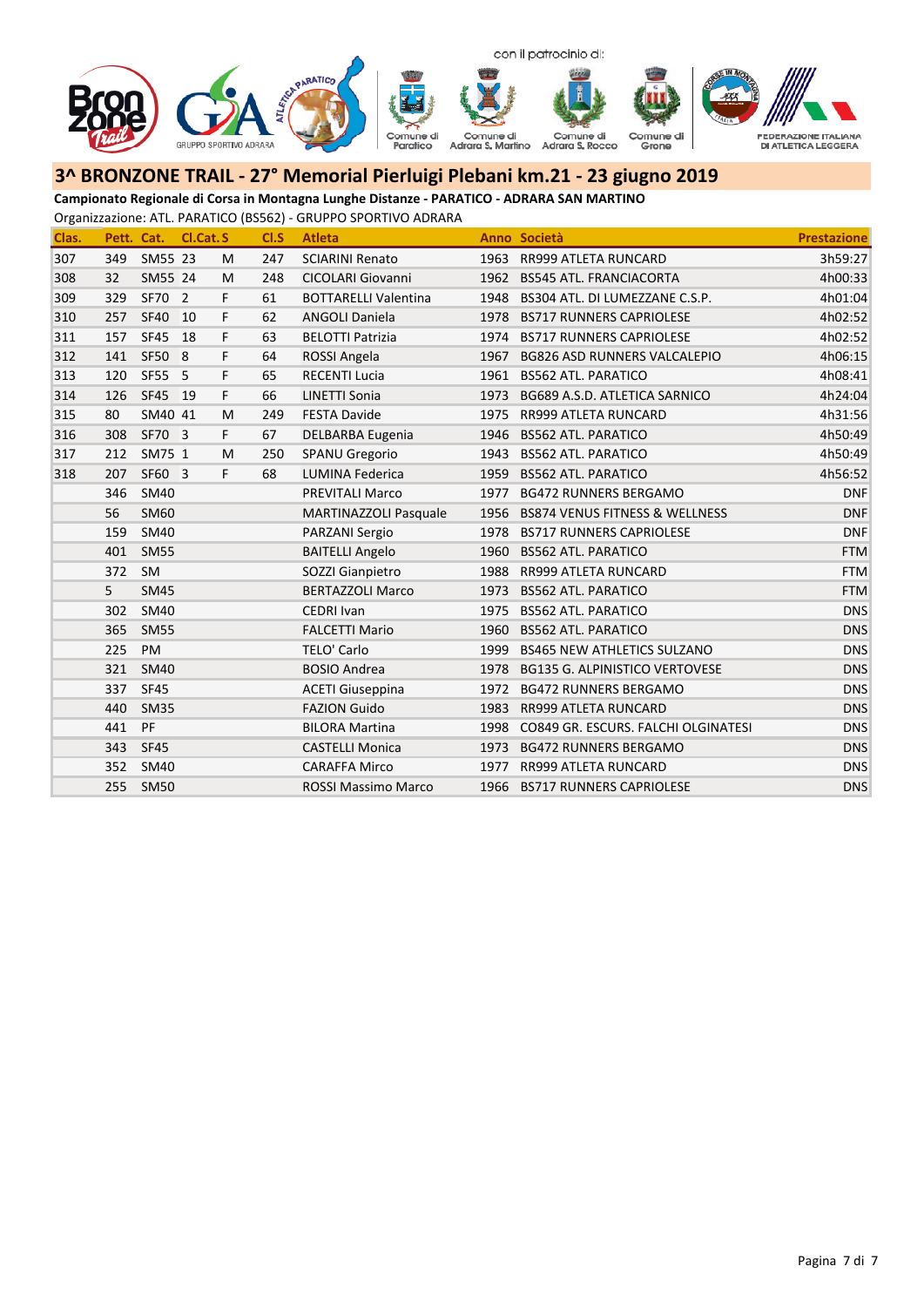con il patrocinio di:

Comune di Paratico · Comune di Adrara S. Martino · Comune di Adrara S. Rocco · Comune di Grone · FEDERAZIONE ITALIANA DI ATLETICA LEGGERA

## 3^ BRONZONE TRAIL - 27° Memorial Pierluigi Plebani km.21 - 23 giugno 2019

**Campionato Regionale di Corsa in Montagna Lunghe Distanze - PARATICO - ADRARA SAN MARTINO**

Organizzazione: ATL. PARATICO (BS562) - GRUPPO SPORTIVO ADRARA

| Clas. | Pett. | Cat. | Cl.Cat. | S | Cl.S | Atleta | Anno | Società | Prestazione |
|---|---|---|---|---|---|---|---|---|---|
| 307 | 349 | SM55 | 23 | M | 247 | SCIARINI Renato | 1963 | RR999 ATLETA RUNCARD | 3h59:27 |
| 308 | 32 | SM55 | 24 | M | 248 | CICOLARI Giovanni | 1962 | BS545 ATL. FRANCIACORTA | 4h00:33 |
| 309 | 329 | SF70 | 2 | F | 61 | BOTTARELLI Valentina | 1948 | BS304 ATL. DI LUMEZZANE C.S.P. | 4h01:04 |
| 310 | 257 | SF40 | 10 | F | 62 | ANGOLI Daniela | 1978 | BS717 RUNNERS CAPRIOLESE | 4h02:52 |
| 311 | 157 | SF45 | 18 | F | 63 | BELOTTI Patrizia | 1974 | BS717 RUNNERS CAPRIOLESE | 4h02:52 |
| 312 | 141 | SF50 | 8 | F | 64 | ROSSI Angela | 1967 | BG826 ASD RUNNERS VALCALEPIO | 4h06:15 |
| 313 | 120 | SF55 | 5 | F | 65 | RECENTI Lucia | 1961 | BS562 ATL. PARATICO | 4h08:41 |
| 314 | 126 | SF45 | 19 | F | 66 | LINETTI Sonia | 1973 | BG689 A.S.D. ATLETICA SARNICO | 4h24:04 |
| 315 | 80 | SM40 | 41 | M | 249 | FESTA Davide | 1975 | RR999 ATLETA RUNCARD | 4h31:56 |
| 316 | 308 | SF70 | 3 | F | 67 | DELBARBA Eugenia | 1946 | BS562 ATL. PARATICO | 4h50:49 |
| 317 | 212 | SM75 | 1 | M | 250 | SPANU Gregorio | 1943 | BS562 ATL. PARATICO | 4h50:49 |
| 318 | 207 | SF60 | 3 | F | 68 | LUMINA Federica | 1959 | BS562 ATL. PARATICO | 4h56:52 |
| | 346 | SM40 | | | | PREVITALI Marco | 1977 | BG472 RUNNERS BERGAMO | DNF |
| | 56 | SM60 | | | | MARTINAZZOLI Pasquale | 1956 | BS874 VENUS FITNESS & WELLNESS | DNF |
| | 159 | SM40 | | | | PARZANI Sergio | 1978 | BS717 RUNNERS CAPRIOLESE | DNF |
| | 401 | SM55 | | | | BAITELLI Angelo | 1960 | BS562 ATL. PARATICO | FTM |
| | 372 | SM | | | | SOZZI Gianpietro | 1988 | RR999 ATLETA RUNCARD | FTM |
| | 5 | SM45 | | | | BERTAZZOLI Marco | 1973 | BS562 ATL. PARATICO | FTM |
| | 302 | SM40 | | | | CEDRI Ivan | 1975 | BS562 ATL. PARATICO | DNS |
| | 365 | SM55 | | | | FALCETTI Mario | 1960 | BS562 ATL. PARATICO | DNS |
| | 225 | PM | | | | TELO' Carlo | 1999 | BS465 NEW ATHLETICS SULZANO | DNS |
| | 321 | SM40 | | | | BOSIO Andrea | 1978 | BG135 G. ALPINISTICO VERTOVESE | DNS |
| | 337 | SF45 | | | | ACETI Giuseppina | 1972 | BG472 RUNNERS BERGAMO | DNS |
| | 440 | SM35 | | | | FAZION Guido | 1983 | RR999 ATLETA RUNCARD | DNS |
| | 441 | PF | | | | BILORA Martina | 1998 | CO849 GR. ESCURS. FALCHI OLGINATESI | DNS |
| | 343 | SF45 | | | | CASTELLI Monica | 1973 | BG472 RUNNERS BERGAMO | DNS |
| | 352 | SM40 | | | | CARAFFA Mirco | 1977 | RR999 ATLETA RUNCARD | DNS |
| | 255 | SM50 | | | | ROSSI Massimo Marco | 1966 | BS717 RUNNERS CAPRIOLESE | DNS |